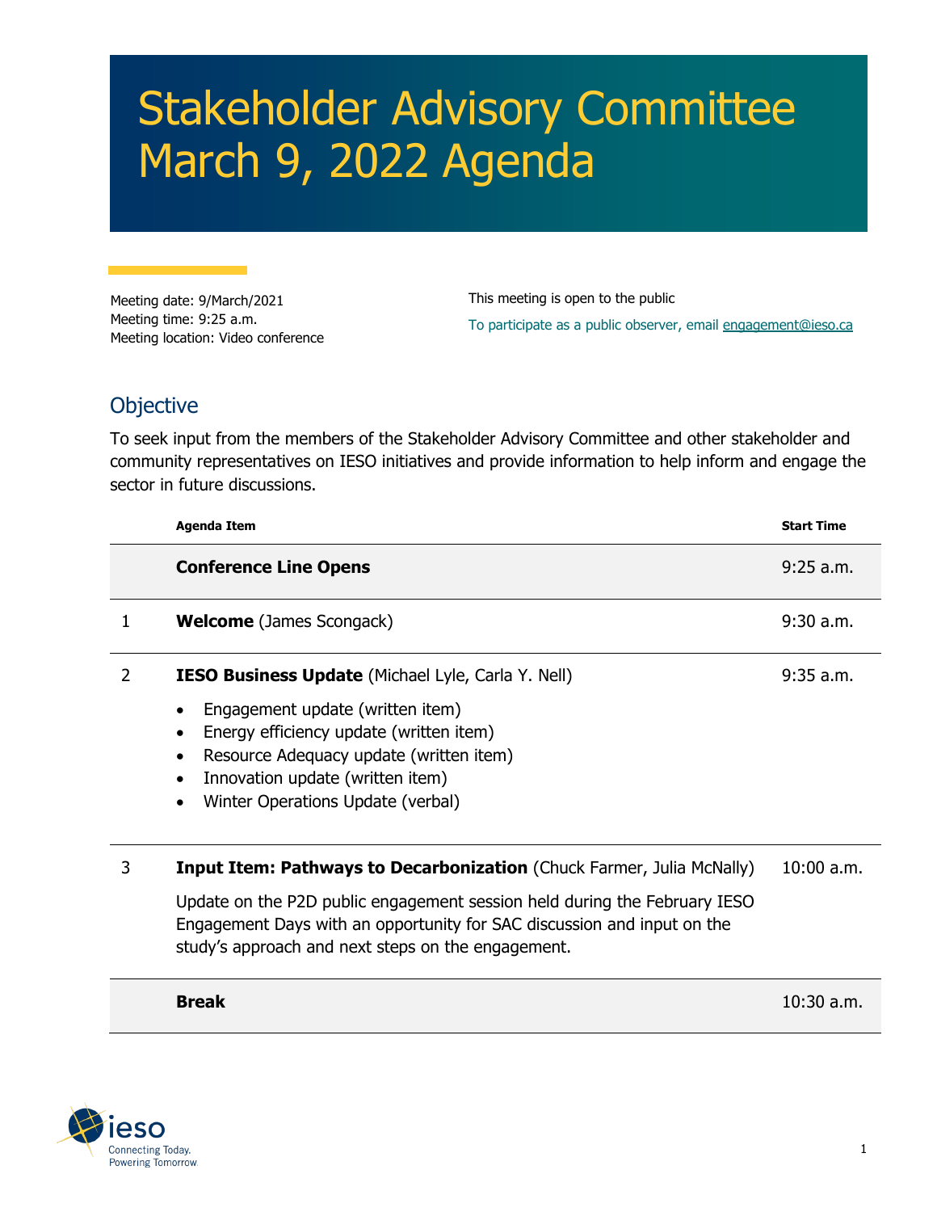# Stakeholder Advisory Committee March 9, 2022 Agenda

Meeting date: 9/March/2021
Meeting time: 9:25 a.m.
Meeting location: Video conference

This meeting is open to the public

To participate as a public observer, email engagement@ieso.ca

## Objective

To seek input from the members of the Stakeholder Advisory Committee and other stakeholder and community representatives on IESO initiatives and provide information to help inform and engage the sector in future discussions.

| | Agenda Item | Start Time |
|---|---|---|
| | **Conference Line Opens** | 9:25 a.m. |
| 1 | **Welcome** (James Scongack) | 9:30 a.m. |
| 2 | **IESO Business Update** (Michael Lyle, Carla Y. Nell)<br>• Engagement update (written item)<br>• Energy efficiency update (written item)<br>• Resource Adequacy update (written item)<br>• Innovation update (written item)<br>• Winter Operations Update (verbal) | 9:35 a.m. |
| 3 | **Input Item: Pathways to Decarbonization** (Chuck Farmer, Julia McNally)<br>Update on the P2D public engagement session held during the February IESO Engagement Days with an opportunity for SAC discussion and input on the study's approach and next steps on the engagement. | 10:00 a.m. |
| | **Break** | 10:30 a.m. |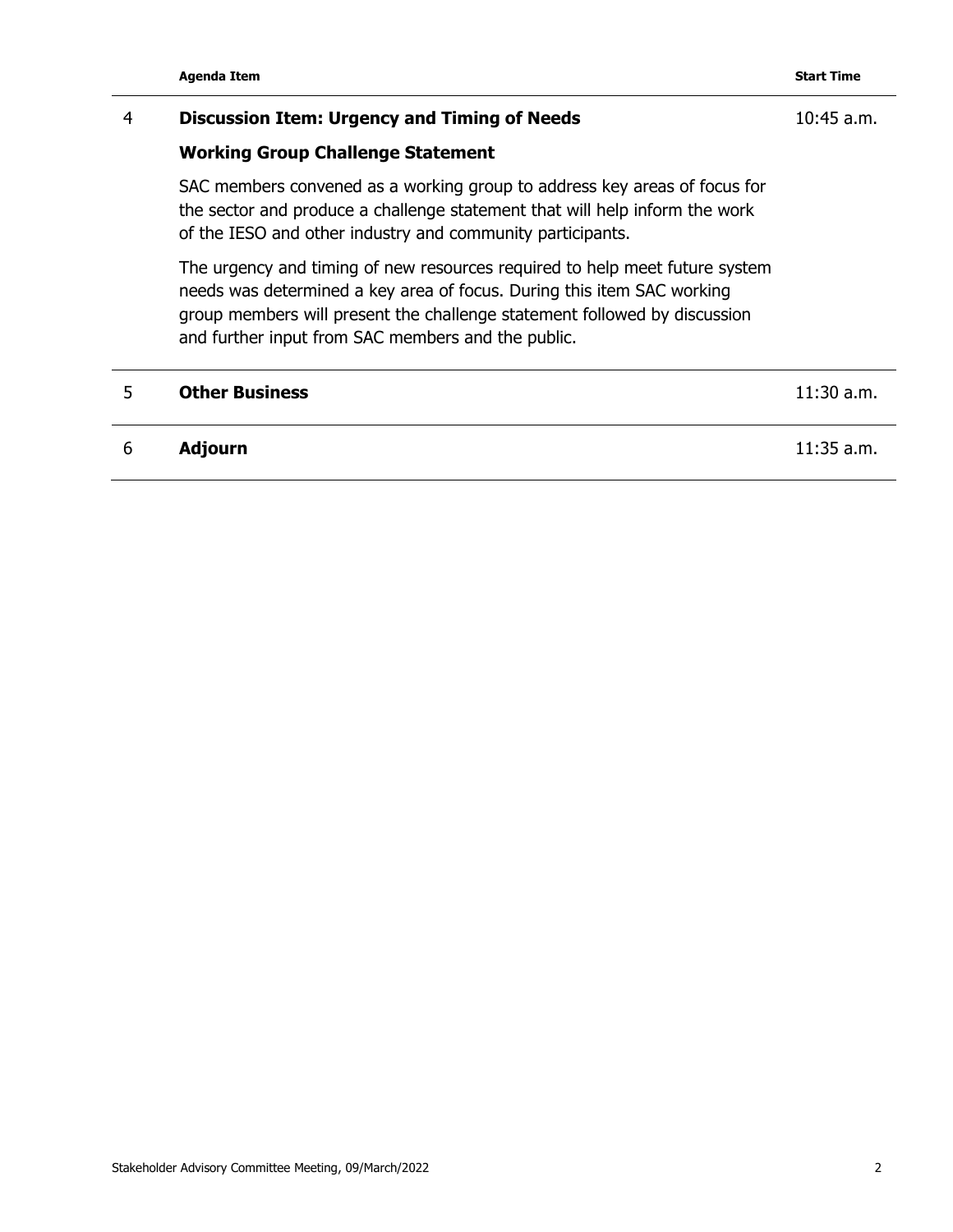| | Agenda Item | Start Time |
|---|---|---|
| 4 | **Discussion Item: Urgency and Timing of Needs**<br><br>**Working Group Challenge Statement**<br><br>SAC members convened as a working group to address key areas of focus for the sector and produce a challenge statement that will help inform the work of the IESO and other industry and community participants.<br><br>The urgency and timing of new resources required to help meet future system needs was determined a key area of focus. During this item SAC working group members will present the challenge statement followed by discussion and further input from SAC members and the public. | 10:45 a.m. |
| 5 | **Other Business** | 11:30 a.m. |
| 6 | **Adjourn** | 11:35 a.m. |